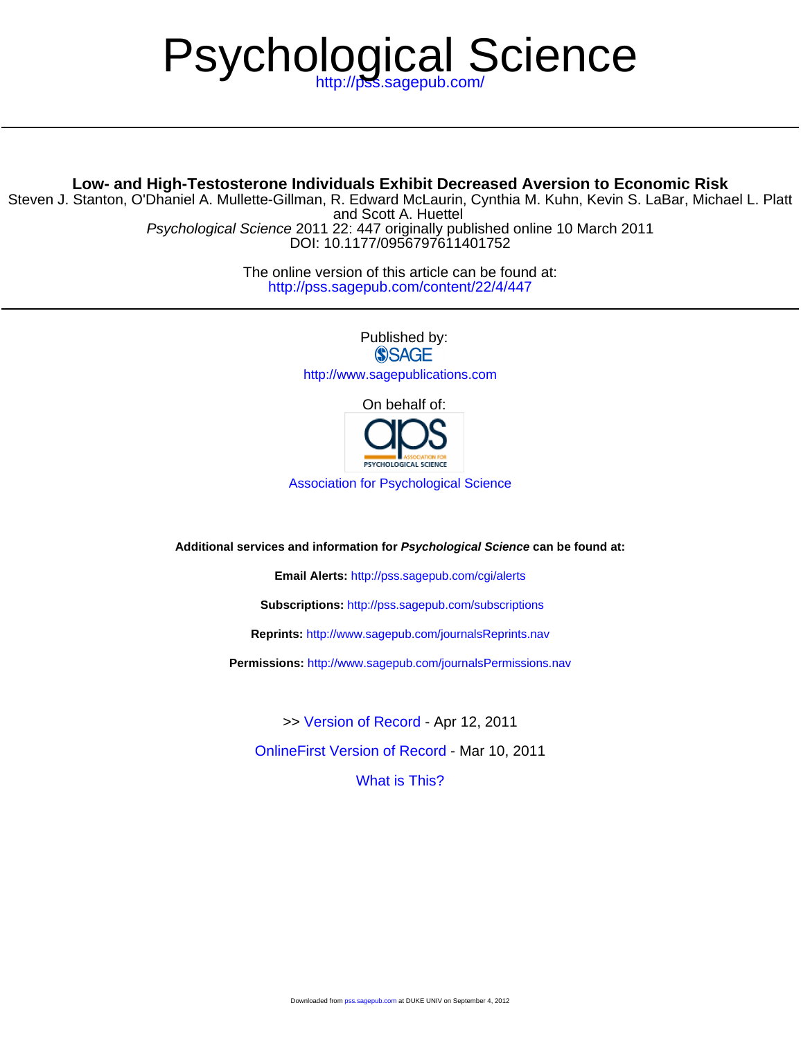# Psychological Science

http://pss.sagepub.com/

**Low- and High-Testosterone Individuals Exhibit Decreased Aversion to Economic Risk**

Steven J. Stanton, O'Dhaniel A. Mullette-Gillman, R. Edward McLaurin, Cynthia M. Kuhn, Kevin S. LaBar, Michael L. Platt and Scott A. Huettel

*Psychological Science* 2011 22: 447 originally published online 10 March 2011

DOI: 10.1177/0956797611401752

The online version of this article can be found at:

http://pss.sagepub.com/content/22/4/447

Published by:

SAGE

http://www.sagepublications.com

On behalf of:

Association for Psychological Science

**Additional services and information for *Psychological Science* can be found at:**

**Email Alerts:** http://pss.sagepub.com/cgi/alerts

**Subscriptions:** http://pss.sagepub.com/subscriptions

**Reprints:** http://www.sagepub.com/journalsReprints.nav

**Permissions:** http://www.sagepub.com/journalsPermissions.nav

>> Version of Record - Apr 12, 2011

OnlineFirst Version of Record - Mar 10, 2011

What is This?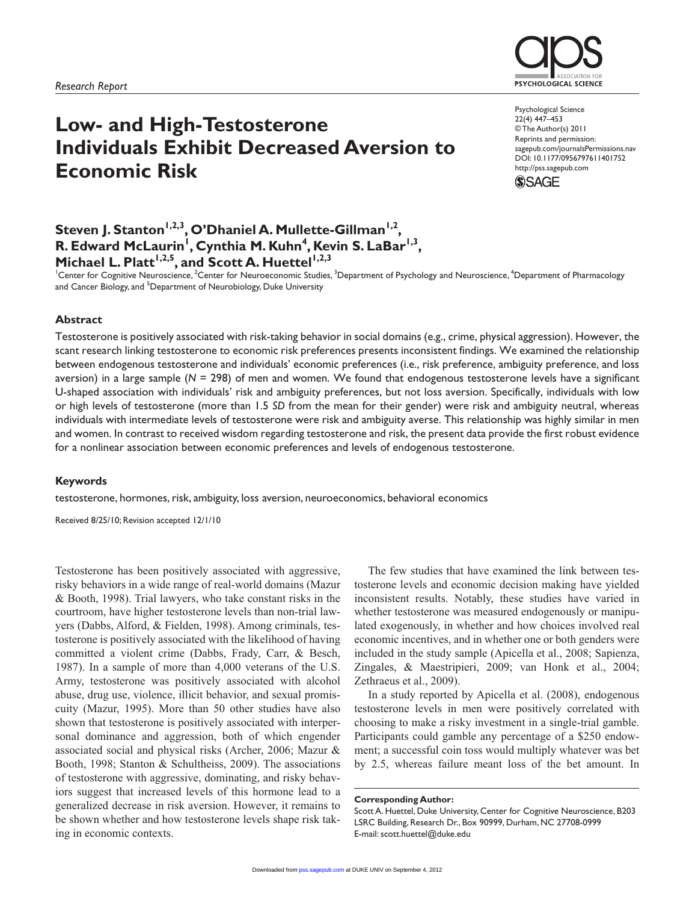Research Report

# Low- and High-Testosterone Individuals Exhibit Decreased Aversion to Economic Risk

Psychological Science
22(4) 447–453
© The Author(s) 2011
Reprints and permission:
sagepub.com/journalsPermissions.nav
DOI: 10.1177/0956797611401752
http://pss.sagepub.com

**Steven J. Stanton[1,2,3], O'Dhaniel A. Mullette-Gillman[1,2], R. Edward McLaurin[1], Cynthia M. Kuhn[4], Kevin S. LaBar[1,3], Michael L. Platt[1,2,5], and Scott A. Huettel[1,2,3]**

[1]Center for Cognitive Neuroscience, [2]Center for Neuroeconomic Studies, [3]Department of Psychology and Neuroscience, [4]Department of Pharmacology and Cancer Biology, and [5]Department of Neurobiology, Duke University

## Abstract

Testosterone is positively associated with risk-taking behavior in social domains (e.g., crime, physical aggression). However, the scant research linking testosterone to economic risk preferences presents inconsistent findings. We examined the relationship between endogenous testosterone and individuals' economic preferences (i.e., risk preference, ambiguity preference, and loss aversion) in a large sample ($N$ = 298) of men and women. We found that endogenous testosterone levels have a significant U-shaped association with individuals' risk and ambiguity preferences, but not loss aversion. Specifically, individuals with low or high levels of testosterone (more than 1.5 *SD* from the mean for their gender) were risk and ambiguity neutral, whereas individuals with intermediate levels of testosterone were risk and ambiguity averse. This relationship was highly similar in men and women. In contrast to received wisdom regarding testosterone and risk, the present data provide the first robust evidence for a nonlinear association between economic preferences and levels of endogenous testosterone.

## Keywords

testosterone, hormones, risk, ambiguity, loss aversion, neuroeconomics, behavioral economics

Received 8/25/10; Revision accepted 12/1/10

Testosterone has been positively associated with aggressive, risky behaviors in a wide range of real-world domains (Mazur & Booth, 1998). Trial lawyers, who take constant risks in the courtroom, have higher testosterone levels than non-trial lawyers (Dabbs, Alford, & Fielden, 1998). Among criminals, testosterone is positively associated with the likelihood of having committed a violent crime (Dabbs, Frady, Carr, & Besch, 1987). In a sample of more than 4,000 veterans of the U.S. Army, testosterone was positively associated with alcohol abuse, drug use, violence, illicit behavior, and sexual promiscuity (Mazur, 1995). More than 50 other studies have also shown that testosterone is positively associated with interpersonal dominance and aggression, both of which engender associated social and physical risks (Archer, 2006; Mazur & Booth, 1998; Stanton & Schultheiss, 2009). The associations of testosterone with aggressive, dominating, and risky behaviors suggest that increased levels of this hormone lead to a generalized decrease in risk aversion. However, it remains to be shown whether and how testosterone levels shape risk taking in economic contexts.

The few studies that have examined the link between testosterone levels and economic decision making have yielded inconsistent results. Notably, these studies have varied in whether testosterone was measured endogenously or manipulated exogenously, in whether and how choices involved real economic incentives, and in whether one or both genders were included in the study sample (Apicella et al., 2008; Sapienza, Zingales, & Maestripieri, 2009; van Honk et al., 2004; Zethraeus et al., 2009).

In a study reported by Apicella et al. (2008), endogenous testosterone levels in men were positively correlated with choosing to make a risky investment in a single-trial gamble. Participants could gamble any percentage of a $250 endowment; a successful coin toss would multiply whatever was bet by 2.5, whereas failure meant loss of the bet amount. In

**Corresponding Author:**
Scott A. Huettel, Duke University, Center for Cognitive Neuroscience, B203 LSRC Building, Research Dr., Box 90999, Durham, NC 27708-0999
E-mail: scott.huettel@duke.edu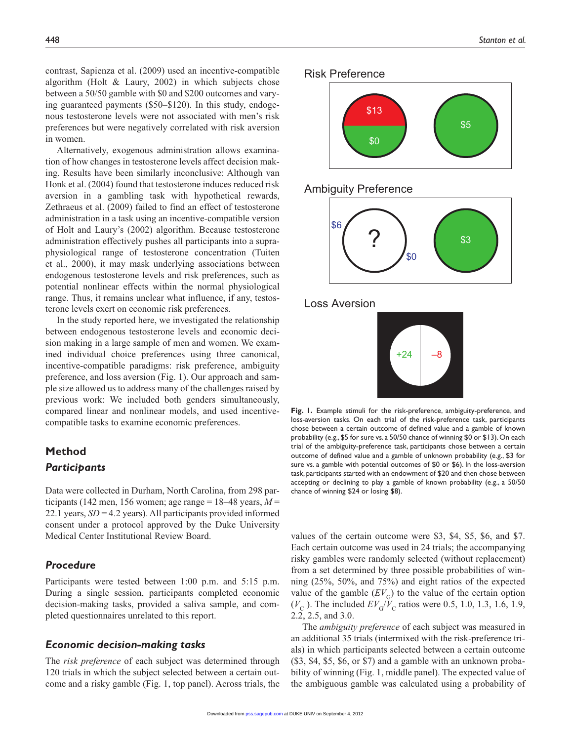contrast, Sapienza et al. (2009) used an incentive-compatible algorithm (Holt & Laury, 2002) in which subjects chose between a 50/50 gamble with $0 and $200 outcomes and varying guaranteed payments ($50–$120). In this study, endogenous testosterone levels were not associated with men's risk preferences but were negatively correlated with risk aversion in women.

Alternatively, exogenous administration allows examination of how changes in testosterone levels affect decision making. Results have been similarly inconclusive: Although van Honk et al. (2004) found that testosterone induces reduced risk aversion in a gambling task with hypothetical rewards, Zethraeus et al. (2009) failed to find an effect of testosterone administration in a task using an incentive-compatible version of Holt and Laury's (2002) algorithm. Because testosterone administration effectively pushes all participants into a supraphysiological range of testosterone concentration (Tuiten et al., 2000), it may mask underlying associations between endogenous testosterone levels and risk preferences, such as potential nonlinear effects within the normal physiological range. Thus, it remains unclear what influence, if any, testosterone levels exert on economic risk preferences.

In the study reported here, we investigated the relationship between endogenous testosterone levels and economic decision making in a large sample of men and women. We examined individual choice preferences using three canonical, incentive-compatible paradigms: risk preference, ambiguity preference, and loss aversion (Fig. 1). Our approach and sample size allowed us to address many of the challenges raised by previous work: We included both genders simultaneously, compared linear and nonlinear models, and used incentive-compatible tasks to examine economic preferences.

**Fig. 1.** Example stimuli for the risk-preference, ambiguity-preference, and loss-aversion tasks. On each trial of the risk-preference task, participants chose between a certain outcome of defined value and a gamble of known probability (e.g., $5 for sure vs. a 50/50 chance of winning $0 or $13). On each trial of the ambiguity-preference task, participants chose between a certain outcome of defined value and a gamble of unknown probability (e.g., $3 for sure vs. a gamble with potential outcomes of $0 or $6). In the loss-aversion task, participants started with an endowment of $20 and then chose between accepting or declining to play a gamble of known probability (e.g., a 50/50 chance of winning $24 or losing $8).

## Method

### *Participants*

Data were collected in Durham, North Carolina, from 298 participants (142 men, 156 women; age range = 18–48 years, $M$ = 22.1 years, $SD$ = 4.2 years). All participants provided informed consent under a protocol approved by the Duke University Medical Center Institutional Review Board.

### *Procedure*

Participants were tested between 1:00 p.m. and 5:15 p.m. During a single session, participants completed economic decision-making tasks, provided a saliva sample, and completed questionnaires unrelated to this report.

### *Economic decision-making tasks*

The *risk preference* of each subject was determined through 120 trials in which the subject selected between a certain outcome and a risky gamble (Fig. 1, top panel). Across trials, the values of the certain outcome were $3, $4, $5, $6, and $7. Each certain outcome was used in 24 trials; the accompanying risky gambles were randomly selected (without replacement) from a set determined by three possible probabilities of winning (25%, 50%, and 75%) and eight ratios of the expected value of the gamble ($EV_G$) to the value of the certain option ($V_C$). The included $EV_G/V_C$ ratios were 0.5, 1.0, 1.3, 1.6, 1.9, 2.2, 2.5, and 3.0.

The *ambiguity preference* of each subject was measured in an additional 35 trials (intermixed with the risk-preference trials) in which participants selected between a certain outcome ($3, $4, $5, $6, or $7) and a gamble with an unknown probability of winning (Fig. 1, middle panel). The expected value of the ambiguous gamble was calculated using a probability of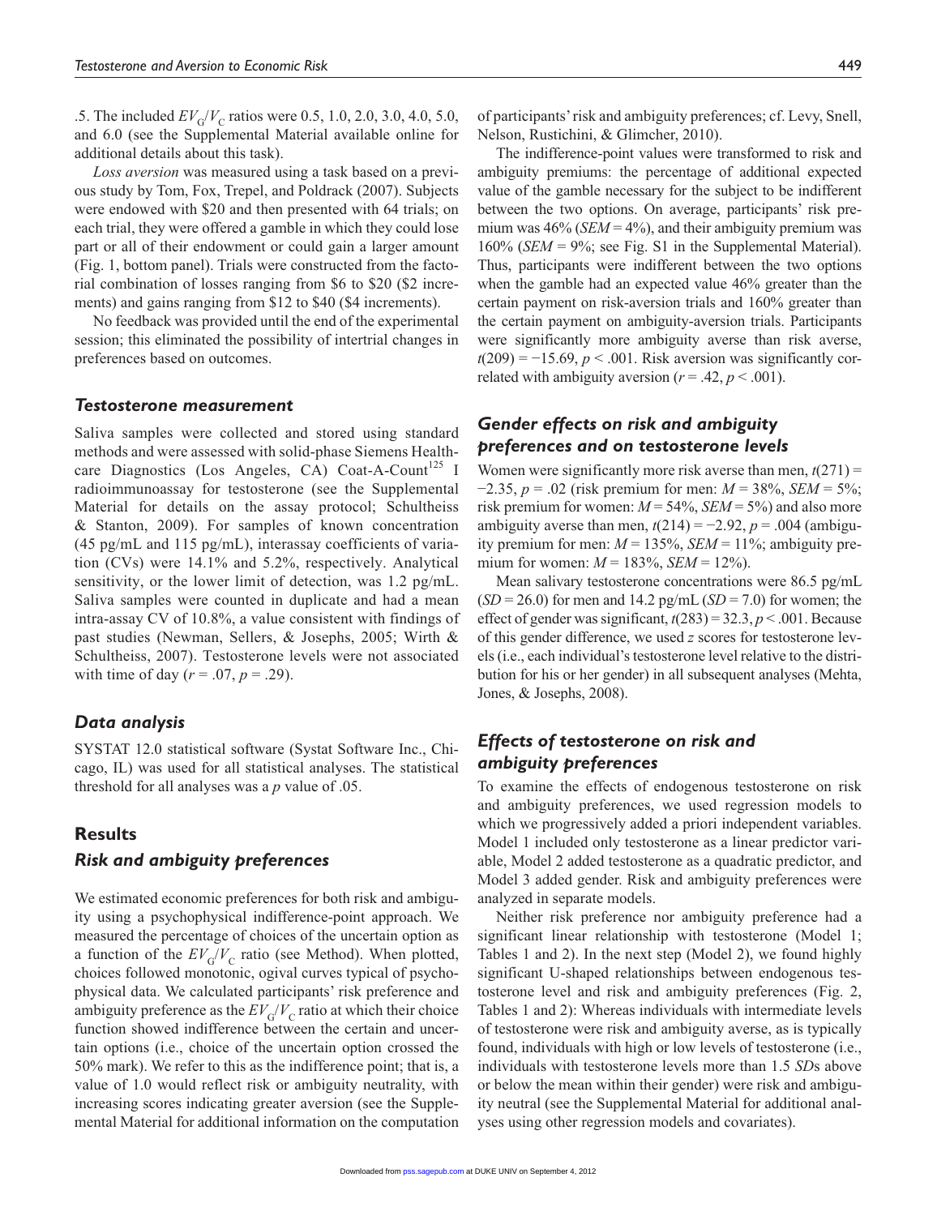.5. The included $EV_G/V_C$ ratios were 0.5, 1.0, 2.0, 3.0, 4.0, 5.0, and 6.0 (see the Supplemental Material available online for additional details about this task).

*Loss aversion* was measured using a task based on a previous study by Tom, Fox, Trepel, and Poldrack (2007). Subjects were endowed with $20 and then presented with 64 trials; on each trial, they were offered a gamble in which they could lose part or all of their endowment or could gain a larger amount (Fig. 1, bottom panel). Trials were constructed from the factorial combination of losses ranging from $6 to $20 ($2 increments) and gains ranging from $12 to $40 ($4 increments).

No feedback was provided until the end of the experimental session; this eliminated the possibility of intertrial changes in preferences based on outcomes.

### *Testosterone measurement*

Saliva samples were collected and stored using standard methods and were assessed with solid-phase Siemens Healthcare Diagnostics (Los Angeles, CA) Coat-A-Count[125] I radioimmunoassay for testosterone (see the Supplemental Material for details on the assay protocol; Schultheiss & Stanton, 2009). For samples of known concentration (45 pg/mL and 115 pg/mL), interassay coefficients of variation (CVs) were 14.1% and 5.2%, respectively. Analytical sensitivity, or the lower limit of detection, was 1.2 pg/mL. Saliva samples were counted in duplicate and had a mean intra-assay CV of 10.8%, a value consistent with findings of past studies (Newman, Sellers, & Josephs, 2005; Wirth & Schultheiss, 2007). Testosterone levels were not associated with time of day ($r = .07$, $p = .29$).

### *Data analysis*

SYSTAT 12.0 statistical software (Systat Software Inc., Chicago, IL) was used for all statistical analyses. The statistical threshold for all analyses was a *p* value of .05.

## Results

### *Risk and ambiguity preferences*

We estimated economic preferences for both risk and ambiguity using a psychophysical indifference-point approach. We measured the percentage of choices of the uncertain option as a function of the $EV_G/V_C$ ratio (see Method). When plotted, choices followed monotonic, ogival curves typical of psychophysical data. We calculated participants' risk preference and ambiguity preference as the $EV_G/V_C$ ratio at which their choice function showed indifference between the certain and uncertain options (i.e., choice of the uncertain option crossed the 50% mark). We refer to this as the indifference point; that is, a value of 1.0 would reflect risk or ambiguity neutrality, with increasing scores indicating greater aversion (see the Supplemental Material for additional information on the computation of participants' risk and ambiguity preferences; cf. Levy, Snell, Nelson, Rustichini, & Glimcher, 2010).

The indifference-point values were transformed to risk and ambiguity premiums: the percentage of additional expected value of the gamble necessary for the subject to be indifferent between the two options. On average, participants' risk premium was 46% (*SEM* = 4%), and their ambiguity premium was 160% (*SEM* = 9%; see Fig. S1 in the Supplemental Material). Thus, participants were indifferent between the two options when the gamble had an expected value 46% greater than the certain payment on risk-aversion trials and 160% greater than the certain payment on ambiguity-aversion trials. Participants were significantly more ambiguity averse than risk averse, $t(209) = -15.69$, $p < .001$. Risk aversion was significantly correlated with ambiguity aversion ($r = .42$, $p < .001$).

### *Gender effects on risk and ambiguity preferences and on testosterone levels*

Women were significantly more risk averse than men, $t(271) = -2.35$, $p = .02$ (risk premium for men: $M = 38\%$, $SEM = 5\%$; risk premium for women: $M = 54\%$, $SEM = 5\%$) and also more ambiguity averse than men, $t(214) = -2.92$, $p = .004$ (ambiguity premium for men: $M = 135\%$, $SEM = 11\%$; ambiguity premium for women: $M = 183\%$, $SEM = 12\%$).

Mean salivary testosterone concentrations were 86.5 pg/mL ($SD = 26.0$) for men and 14.2 pg/mL ($SD = 7.0$) for women; the effect of gender was significant, $t(283) = 32.3$, $p < .001$. Because of this gender difference, we used *z* scores for testosterone levels (i.e., each individual's testosterone level relative to the distribution for his or her gender) in all subsequent analyses (Mehta, Jones, & Josephs, 2008).

### *Effects of testosterone on risk and ambiguity preferences*

To examine the effects of endogenous testosterone on risk and ambiguity preferences, we used regression models to which we progressively added a priori independent variables. Model 1 included only testosterone as a linear predictor variable, Model 2 added testosterone as a quadratic predictor, and Model 3 added gender. Risk and ambiguity preferences were analyzed in separate models.

Neither risk preference nor ambiguity preference had a significant linear relationship with testosterone (Model 1; Tables 1 and 2). In the next step (Model 2), we found highly significant U-shaped relationships between endogenous testosterone level and risk and ambiguity preferences (Fig. 2, Tables 1 and 2): Whereas individuals with intermediate levels of testosterone were risk and ambiguity averse, as is typically found, individuals with high or low levels of testosterone (i.e., individuals with testosterone levels more than 1.5 *SD*s above or below the mean within their gender) were risk and ambiguity neutral (see the Supplemental Material for additional analyses using other regression models and covariates).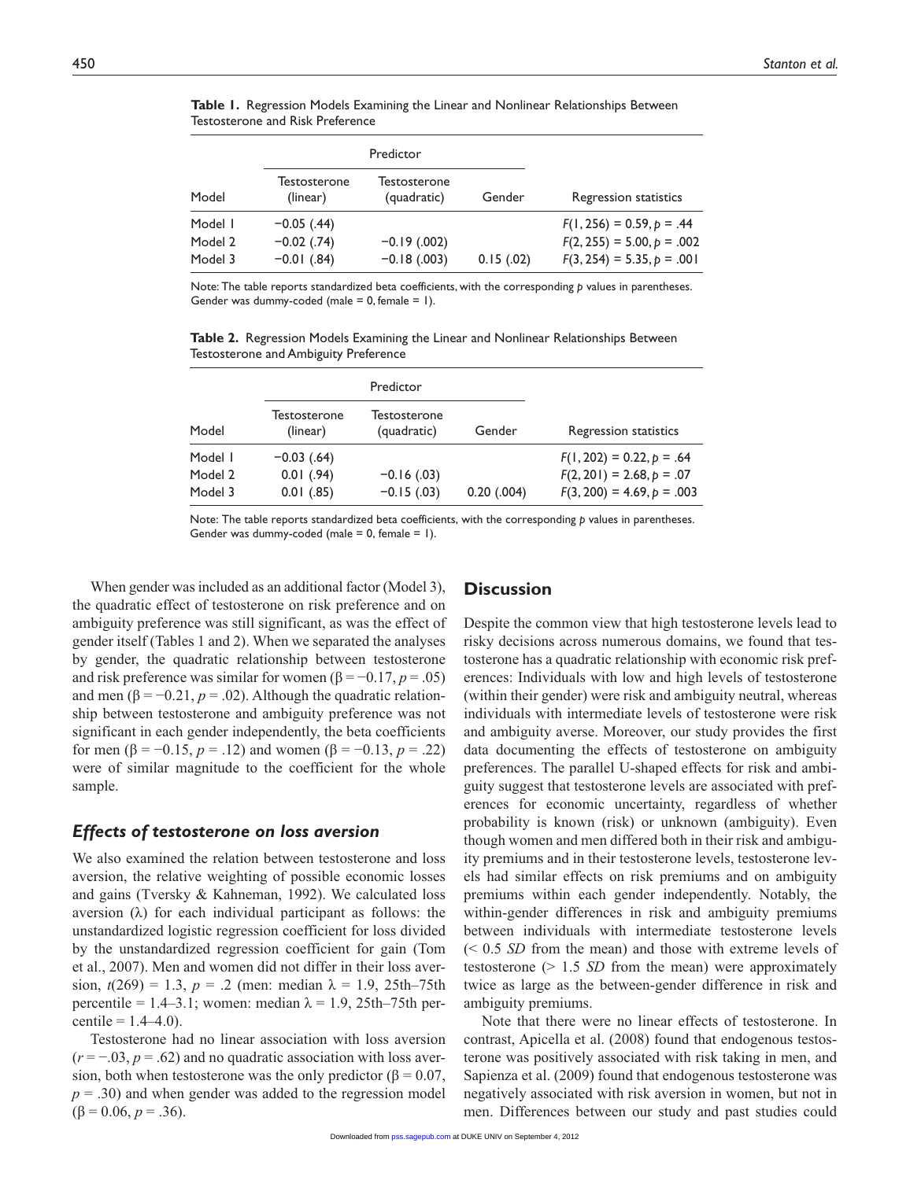**Table 1.** Regression Models Examining the Linear and Nonlinear Relationships Between Testosterone and Risk Preference

| Model | Predictor | | | Regression statistics |
|---|---|---|---|---|
| | Testosterone (linear) | Testosterone (quadratic) | Gender | |
| Model 1 | −0.05 (.44) | | | $F(1, 256) = 0.59, p = .44$ |
| Model 2 | −0.02 (.74) | −0.19 (.002) | | $F(2, 255) = 5.00, p = .002$ |
| Model 3 | −0.01 (.84) | −0.18 (.003) | 0.15 (.02) | $F(3, 254) = 5.35, p = .001$ |

Note: The table reports standardized beta coefficients, with the corresponding *p* values in parentheses. Gender was dummy-coded (male = 0, female = 1).

**Table 2.** Regression Models Examining the Linear and Nonlinear Relationships Between Testosterone and Ambiguity Preference

| Model | Predictor | | | Regression statistics |
|---|---|---|---|---|
| | Testosterone (linear) | Testosterone (quadratic) | Gender | |
| Model 1 | −0.03 (.64) | | | $F(1, 202) = 0.22, p = .64$ |
| Model 2 | 0.01 (.94) | −0.16 (.03) | | $F(2, 201) = 2.68, p = .07$ |
| Model 3 | 0.01 (.85) | −0.15 (.03) | 0.20 (.004) | $F(3, 200) = 4.69, p = .003$ |

Note: The table reports standardized beta coefficients, with the corresponding *p* values in parentheses. Gender was dummy-coded (male = 0, female = 1).

When gender was included as an additional factor (Model 3), the quadratic effect of testosterone on risk preference and on ambiguity preference was still significant, as was the effect of gender itself (Tables 1 and 2). When we separated the analyses by gender, the quadratic relationship between testosterone and risk preference was similar for women ($\beta = -0.17, p = .05$) and men ($\beta = -0.21, p = .02$). Although the quadratic relationship between testosterone and ambiguity preference was not significant in each gender independently, the beta coefficients for men ($\beta = -0.15, p = .12$) and women ($\beta = -0.13, p = .22$) were of similar magnitude to the coefficient for the whole sample.

### *Effects of testosterone on loss aversion*

We also examined the relation between testosterone and loss aversion, the relative weighting of possible economic losses and gains (Tversky & Kahneman, 1992). We calculated loss aversion ($\lambda$) for each individual participant as follows: the unstandardized logistic regression coefficient for loss divided by the unstandardized regression coefficient for gain (Tom et al., 2007). Men and women did not differ in their loss aversion, $t(269) = 1.3$, $p = .2$ (men: median $\lambda = 1.9$, 25th–75th percentile = 1.4–3.1; women: median $\lambda = 1.9$, 25th–75th percentile = 1.4–4.0).

Testosterone had no linear association with loss aversion ($r = -.03, p = .62$) and no quadratic association with loss aversion, both when testosterone was the only predictor ($\beta = 0.07$, $p = .30$) and when gender was added to the regression model ($\beta = 0.06, p = .36$).

## Discussion

Despite the common view that high testosterone levels lead to risky decisions across numerous domains, we found that testosterone has a quadratic relationship with economic risk preferences: Individuals with low and high levels of testosterone (within their gender) were risk and ambiguity neutral, whereas individuals with intermediate levels of testosterone were risk and ambiguity averse. Moreover, our study provides the first data documenting the effects of testosterone on ambiguity preferences. The parallel U-shaped effects for risk and ambiguity suggest that testosterone levels are associated with preferences for economic uncertainty, regardless of whether probability is known (risk) or unknown (ambiguity). Even though women and men differed both in their risk and ambiguity premiums and in their testosterone levels, testosterone levels had similar effects on risk premiums and on ambiguity premiums within each gender independently. Notably, the within-gender differences in risk and ambiguity premiums between individuals with intermediate testosterone levels (< 0.5 *SD* from the mean) and those with extreme levels of testosterone (> 1.5 *SD* from the mean) were approximately twice as large as the between-gender difference in risk and ambiguity premiums.

Note that there were no linear effects of testosterone. In contrast, Apicella et al. (2008) found that endogenous testosterone was positively associated with risk taking in men, and Sapienza et al. (2009) found that endogenous testosterone was negatively associated with risk aversion in women, but not in men. Differences between our study and past studies could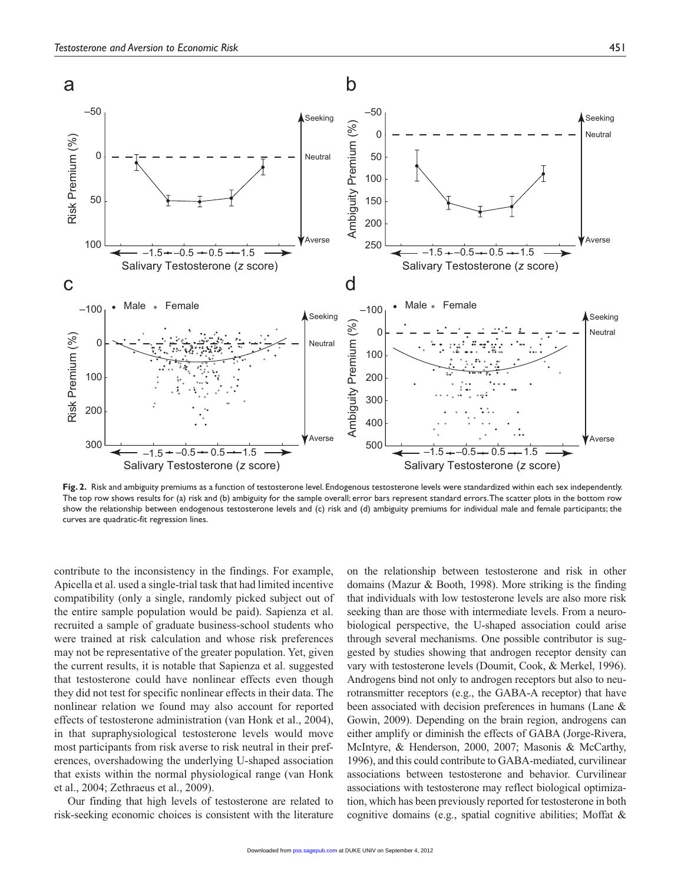**Fig. 2.** Risk and ambiguity premiums as a function of testosterone level. Endogenous testosterone levels were standardized within each sex independently. The top row shows results for (a) risk and (b) ambiguity for the sample overall; error bars represent standard errors. The scatter plots in the bottom row show the relationship between endogenous testosterone levels and (c) risk and (d) ambiguity premiums for individual male and female participants; the curves are quadratic-fit regression lines.

contribute to the inconsistency in the findings. For example, Apicella et al. used a single-trial task that had limited incentive compatibility (only a single, randomly picked subject out of the entire sample population would be paid). Sapienza et al. recruited a sample of graduate business-school students who were trained at risk calculation and whose risk preferences may not be representative of the greater population. Yet, given the current results, it is notable that Sapienza et al. suggested that testosterone could have nonlinear effects even though they did not test for specific nonlinear effects in their data. The nonlinear relation we found may also account for reported effects of testosterone administration (van Honk et al., 2004), in that supraphysiological testosterone levels would move most participants from risk averse to risk neutral in their preferences, overshadowing the underlying U-shaped association that exists within the normal physiological range (van Honk et al., 2004; Zethraeus et al., 2009).

Our finding that high levels of testosterone are related to risk-seeking economic choices is consistent with the literature on the relationship between testosterone and risk in other domains (Mazur & Booth, 1998). More striking is the finding that individuals with low testosterone levels are also more risk seeking than are those with intermediate levels. From a neurobiological perspective, the U-shaped association could arise through several mechanisms. One possible contributor is suggested by studies showing that androgen receptor density can vary with testosterone levels (Doumit, Cook, & Merkel, 1996). Androgens bind not only to androgen receptors but also to neurotransmitter receptors (e.g., the GABA-A receptor) that have been associated with decision preferences in humans (Lane & Gowin, 2009). Depending on the brain region, androgens can either amplify or diminish the effects of GABA (Jorge-Rivera, McIntyre, & Henderson, 2000, 2007; Masonis & McCarthy, 1996), and this could contribute to GABA-mediated, curvilinear associations between testosterone and behavior. Curvilinear associations with testosterone may reflect biological optimization, which has been previously reported for testosterone in both cognitive domains (e.g., spatial cognitive abilities; Moffat &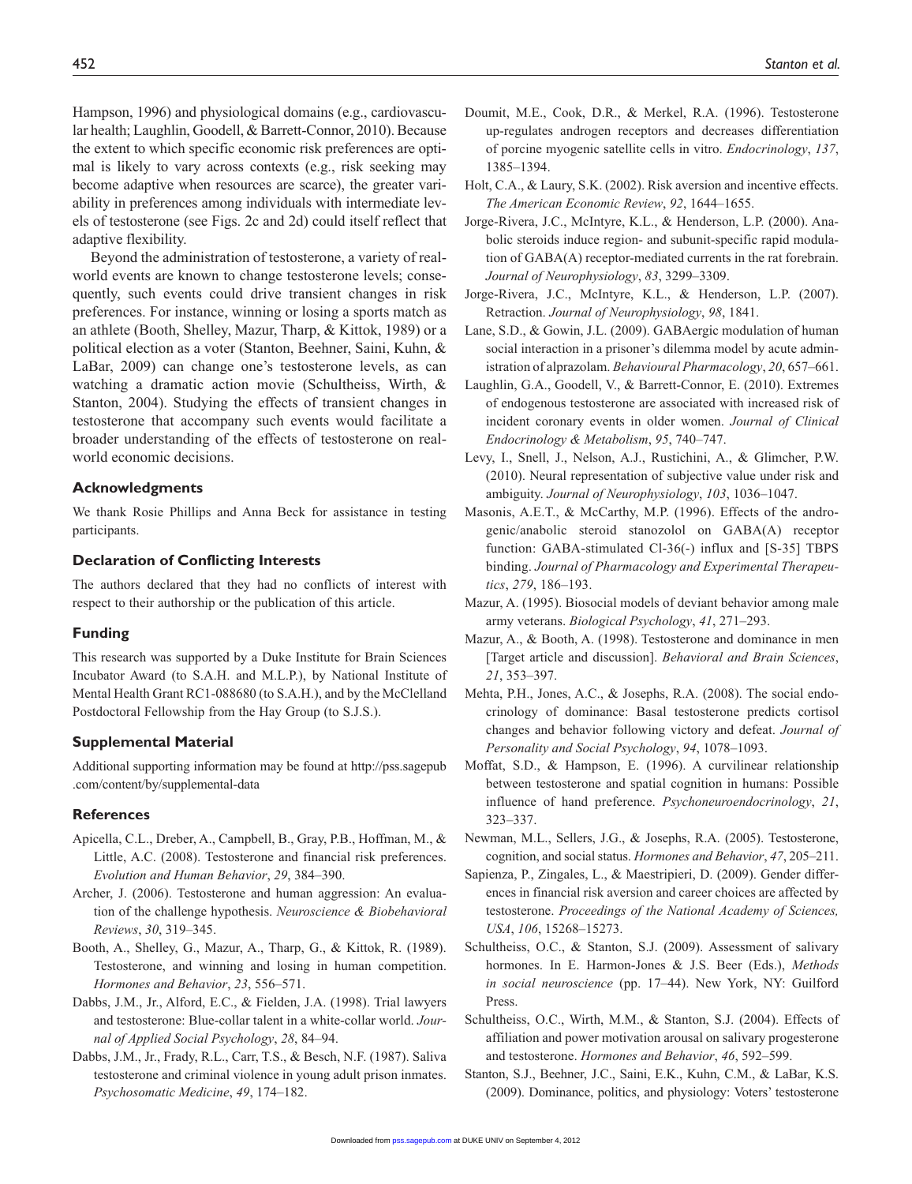Hampson, 1996) and physiological domains (e.g., cardiovascular health; Laughlin, Goodell, & Barrett-Connor, 2010). Because the extent to which specific economic risk preferences are optimal is likely to vary across contexts (e.g., risk seeking may become adaptive when resources are scarce), the greater variability in preferences among individuals with intermediate levels of testosterone (see Figs. 2c and 2d) could itself reflect that adaptive flexibility.

Beyond the administration of testosterone, a variety of real-world events are known to change testosterone levels; consequently, such events could drive transient changes in risk preferences. For instance, winning or losing a sports match as an athlete (Booth, Shelley, Mazur, Tharp, & Kittok, 1989) or a political election as a voter (Stanton, Beehner, Saini, Kuhn, & LaBar, 2009) can change one's testosterone levels, as can watching a dramatic action movie (Schultheiss, Wirth, & Stanton, 2004). Studying the effects of transient changes in testosterone that accompany such events would facilitate a broader understanding of the effects of testosterone on real-world economic decisions.

## Acknowledgments

We thank Rosie Phillips and Anna Beck for assistance in testing participants.

## Declaration of Conflicting Interests

The authors declared that they had no conflicts of interest with respect to their authorship or the publication of this article.

## Funding

This research was supported by a Duke Institute for Brain Sciences Incubator Award (to S.A.H. and M.L.P.), by National Institute of Mental Health Grant RC1-088680 (to S.A.H.), and by the McClelland Postdoctoral Fellowship from the Hay Group (to S.J.S.).

## Supplemental Material

Additional supporting information may be found at http://pss.sagepub.com/content/by/supplemental-data

## References

Apicella, C.L., Dreber, A., Campbell, B., Gray, P.B., Hoffman, M., & Little, A.C. (2008). Testosterone and financial risk preferences. *Evolution and Human Behavior*, *29*, 384–390.

Archer, J. (2006). Testosterone and human aggression: An evaluation of the challenge hypothesis. *Neuroscience & Biobehavioral Reviews*, *30*, 319–345.

Booth, A., Shelley, G., Mazur, A., Tharp, G., & Kittok, R. (1989). Testosterone, and winning and losing in human competition. *Hormones and Behavior*, *23*, 556–571.

Dabbs, J.M., Jr., Alford, E.C., & Fielden, J.A. (1998). Trial lawyers and testosterone: Blue-collar talent in a white-collar world. *Journal of Applied Social Psychology*, *28*, 84–94.

Dabbs, J.M., Jr., Frady, R.L., Carr, T.S., & Besch, N.F. (1987). Saliva testosterone and criminal violence in young adult prison inmates. *Psychosomatic Medicine*, *49*, 174–182.

Doumit, M.E., Cook, D.R., & Merkel, R.A. (1996). Testosterone up-regulates androgen receptors and decreases differentiation of porcine myogenic satellite cells in vitro. *Endocrinology*, *137*, 1385–1394.

Holt, C.A., & Laury, S.K. (2002). Risk aversion and incentive effects. *The American Economic Review*, *92*, 1644–1655.

Jorge-Rivera, J.C., McIntyre, K.L., & Henderson, L.P. (2000). Anabolic steroids induce region- and subunit-specific rapid modulation of GABA(A) receptor-mediated currents in the rat forebrain. *Journal of Neurophysiology*, *83*, 3299–3309.

Jorge-Rivera, J.C., McIntyre, K.L., & Henderson, L.P. (2007). Retraction. *Journal of Neurophysiology*, *98*, 1841.

Lane, S.D., & Gowin, J.L. (2009). GABAergic modulation of human social interaction in a prisoner's dilemma model by acute administration of alprazolam. *Behavioural Pharmacology*, *20*, 657–661.

Laughlin, G.A., Goodell, V., & Barrett-Connor, E. (2010). Extremes of endogenous testosterone are associated with increased risk of incident coronary events in older women. *Journal of Clinical Endocrinology & Metabolism*, *95*, 740–747.

Levy, I., Snell, J., Nelson, A.J., Rustichini, A., & Glimcher, P.W. (2010). Neural representation of subjective value under risk and ambiguity. *Journal of Neurophysiology*, *103*, 1036–1047.

Masonis, A.E.T., & McCarthy, M.P. (1996). Effects of the androgenic/anabolic steroid stanozolol on GABA(A) receptor function: GABA-stimulated Cl-36(-) influx and [S-35] TBPS binding. *Journal of Pharmacology and Experimental Therapeutics*, *279*, 186–193.

Mazur, A. (1995). Biosocial models of deviant behavior among male army veterans. *Biological Psychology*, *41*, 271–293.

Mazur, A., & Booth, A. (1998). Testosterone and dominance in men [Target article and discussion]. *Behavioral and Brain Sciences*, *21*, 353–397.

Mehta, P.H., Jones, A.C., & Josephs, R.A. (2008). The social endocrinology of dominance: Basal testosterone predicts cortisol changes and behavior following victory and defeat. *Journal of Personality and Social Psychology*, *94*, 1078–1093.

Moffat, S.D., & Hampson, E. (1996). A curvilinear relationship between testosterone and spatial cognition in humans: Possible influence of hand preference. *Psychoneuroendocrinology*, *21*, 323–337.

Newman, M.L., Sellers, J.G., & Josephs, R.A. (2005). Testosterone, cognition, and social status. *Hormones and Behavior*, *47*, 205–211.

Sapienza, P., Zingales, L., & Maestripieri, D. (2009). Gender differences in financial risk aversion and career choices are affected by testosterone. *Proceedings of the National Academy of Sciences, USA*, *106*, 15268–15273.

Schultheiss, O.C., & Stanton, S.J. (2009). Assessment of salivary hormones. In E. Harmon-Jones & J.S. Beer (Eds.), *Methods in social neuroscience* (pp. 17–44). New York, NY: Guilford Press.

Schultheiss, O.C., Wirth, M.M., & Stanton, S.J. (2004). Effects of affiliation and power motivation arousal on salivary progesterone and testosterone. *Hormones and Behavior*, *46*, 592–599.

Stanton, S.J., Beehner, J.C., Saini, E.K., Kuhn, C.M., & LaBar, K.S. (2009). Dominance, politics, and physiology: Voters' testosterone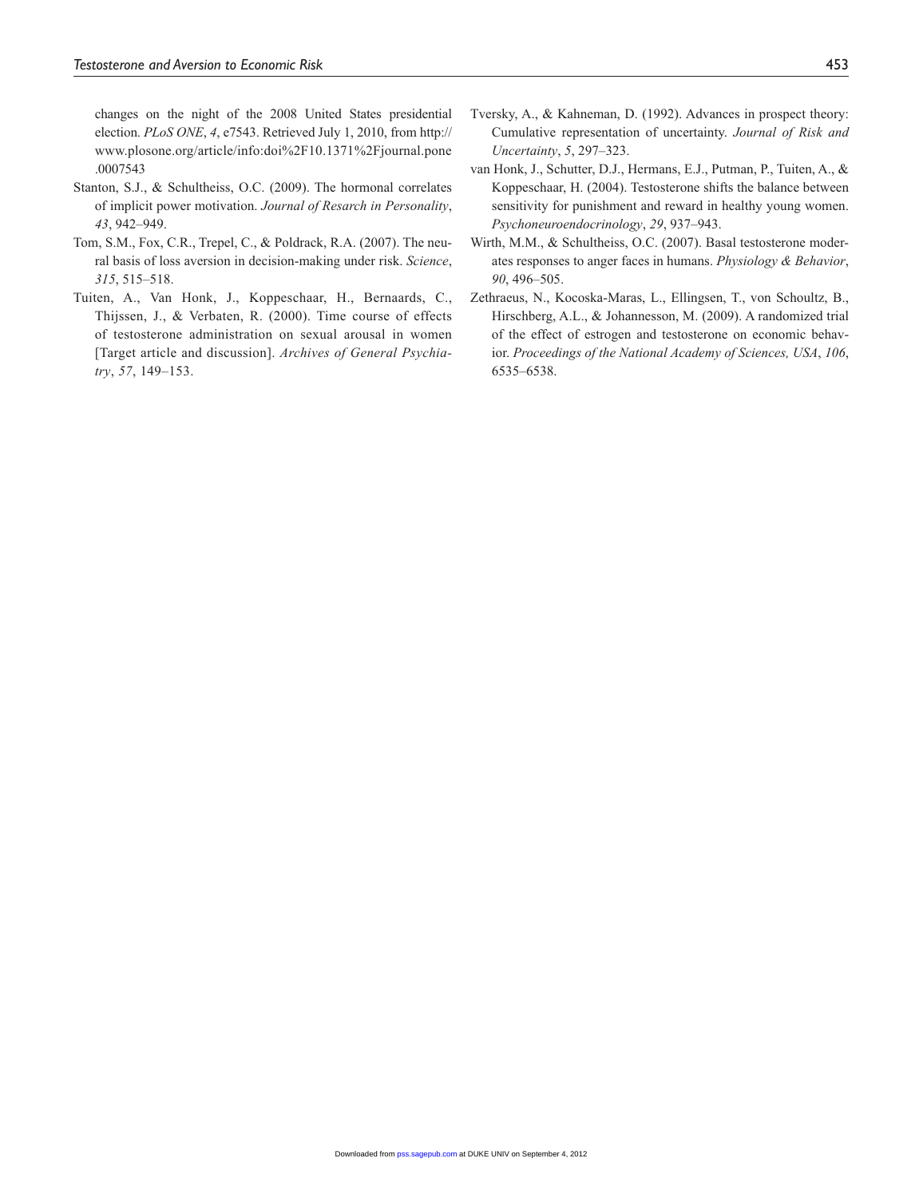changes on the night of the 2008 United States presidential election. *PLoS ONE*, *4*, e7543. Retrieved July 1, 2010, from http://www.plosone.org/article/info:doi%2F10.1371%2Fjournal.pone.0007543

Stanton, S.J., & Schultheiss, O.C. (2009). The hormonal correlates of implicit power motivation. *Journal of Resarch in Personality*, *43*, 942–949.

Tom, S.M., Fox, C.R., Trepel, C., & Poldrack, R.A. (2007). The neural basis of loss aversion in decision-making under risk. *Science*, *315*, 515–518.

Tuiten, A., Van Honk, J., Koppeschaar, H., Bernaards, C., Thijssen, J., & Verbaten, R. (2000). Time course of effects of testosterone administration on sexual arousal in women [Target article and discussion]. *Archives of General Psychiatry*, *57*, 149–153.

Tversky, A., & Kahneman, D. (1992). Advances in prospect theory: Cumulative representation of uncertainty. *Journal of Risk and Uncertainty*, *5*, 297–323.

van Honk, J., Schutter, D.J., Hermans, E.J., Putman, P., Tuiten, A., & Koppeschaar, H. (2004). Testosterone shifts the balance between sensitivity for punishment and reward in healthy young women. *Psychoneuroendocrinology*, *29*, 937–943.

Wirth, M.M., & Schultheiss, O.C. (2007). Basal testosterone moderates responses to anger faces in humans. *Physiology & Behavior*, *90*, 496–505.

Zethraeus, N., Kocoska-Maras, L., Ellingsen, T., von Schoultz, B., Hirschberg, A.L., & Johannesson, M. (2009). A randomized trial of the effect of estrogen and testosterone on economic behavior. *Proceedings of the National Academy of Sciences, USA*, *106*, 6535–6538.